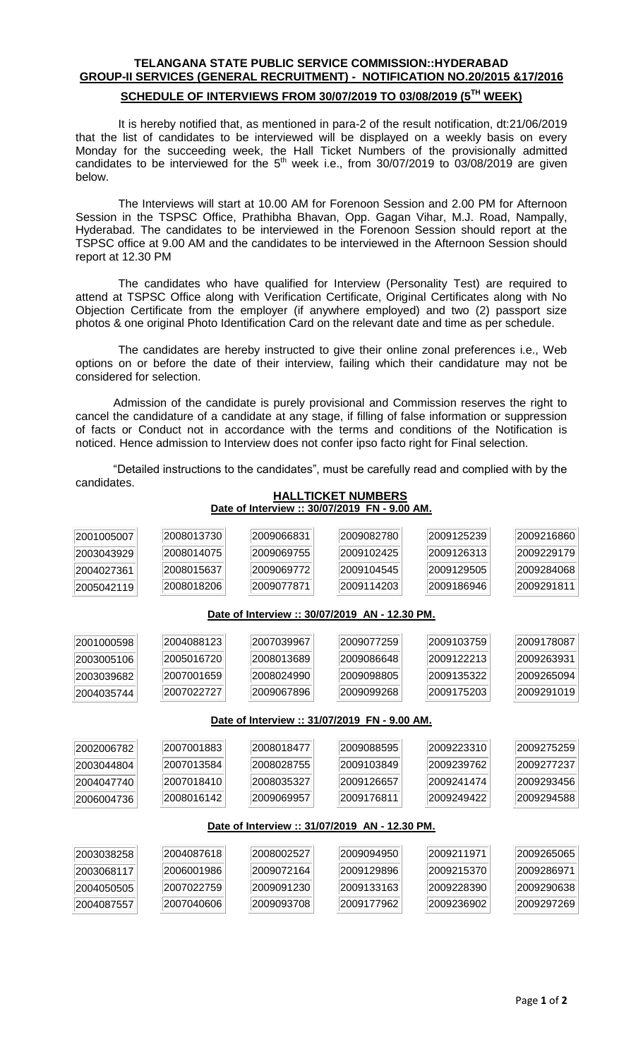# TELANGANA STATE PUBLIC SERVICE COMMISSION::HYDERABAD

## GROUP-II SERVICES (GENERAL RECRUITMENT) - NOTIFICATION NO.20/2015 &17/2016

## SCHEDULE OF INTERVIEWS FROM 30/07/2019 TO 03/08/2019 (5[TH] WEEK)

It is hereby notified that, as mentioned in para-2 of the result notification, dt:21/06/2019 that the list of candidates to be interviewed will be displayed on a weekly basis on every Monday for the succeeding week, the Hall Ticket Numbers of the provisionally admitted candidates to be interviewed for the 5[th] week i.e., from 30/07/2019 to 03/08/2019 are given below.

The Interviews will start at 10.00 AM for Forenoon Session and 2.00 PM for Afternoon Session in the TSPSC Office, Prathibha Bhavan, Opp. Gagan Vihar, M.J. Road, Nampally, Hyderabad. The candidates to be interviewed in the Forenoon Session should report at the TSPSC office at 9.00 AM and the candidates to be interviewed in the Afternoon Session should report at 12.30 PM

The candidates who have qualified for Interview (Personality Test) are required to attend at TSPSC Office along with Verification Certificate, Original Certificates along with No Objection Certificate from the employer (if anywhere employed) and two (2) passport size photos & one original Photo Identification Card on the relevant date and time as per schedule.

The candidates are hereby instructed to give their online zonal preferences i.e., Web options on or before the date of their interview, failing which their candidature may not be considered for selection.

Admission of the candidate is purely provisional and Commission reserves the right to cancel the candidature of a candidate at any stage, if filling of false information or suppression of facts or Conduct not in accordance with the terms and conditions of the Notification is noticed. Hence admission to Interview does not confer ipso facto right for Final selection.

"Detailed instructions to the candidates", must be carefully read and complied with by the candidates.

### HALLTICKET NUMBERS

**Date of Interview :: 30/07/2019 FN - 9.00 AM.**

| | | | | | |
|---|---|---|---|---|---|
| 2001005007 | 2008013730 | 2009066831 | 2009082780 | 2009125239 | 2009216860 |
| 2003043929 | 2008014075 | 2009069755 | 2009102425 | 2009126313 | 2009229179 |
| 2004027361 | 2008015637 | 2009069772 | 2009104545 | 2009129505 | 2009284068 |
| 2005042119 | 2008018206 | 2009077871 | 2009114203 | 2009186946 | 2009291811 |

**Date of Interview :: 30/07/2019 AN - 12.30 PM.**

| | | | | | |
|---|---|---|---|---|---|
| 2001000598 | 2004088123 | 2007039967 | 2009077259 | 2009103759 | 2009178087 |
| 2003005106 | 2005016720 | 2008013689 | 2009086648 | 2009122213 | 2009263931 |
| 2003039682 | 2007001659 | 2008024990 | 2009098805 | 2009135322 | 2009265094 |
| 2004035744 | 2007022727 | 2009067896 | 2009099268 | 2009175203 | 2009291019 |

**Date of Interview :: 31/07/2019 FN - 9.00 AM.**

| | | | | | |
|---|---|---|---|---|---|
| 2002006782 | 2007001883 | 2008018477 | 2009088595 | 2009223310 | 2009275259 |
| 2003044804 | 2007013584 | 2008028755 | 2009103849 | 2009239762 | 2009277237 |
| 2004047740 | 2007018410 | 2008035327 | 2009126657 | 2009241474 | 2009293456 |
| 2006004736 | 2008016142 | 2009069957 | 2009176811 | 2009249422 | 2009294588 |

**Date of Interview :: 31/07/2019 AN - 12.30 PM.**

| | | | | | |
|---|---|---|---|---|---|
| 2003038258 | 2004087618 | 2008002527 | 2009094950 | 2009211971 | 2009265065 |
| 2003068117 | 2006001986 | 2009072164 | 2009129896 | 2009215370 | 2009286971 |
| 2004050505 | 2007022759 | 2009091230 | 2009133163 | 2009228390 | 2009290638 |
| 2004087557 | 2007040606 | 2009093708 | 2009177962 | 2009236902 | 2009297269 |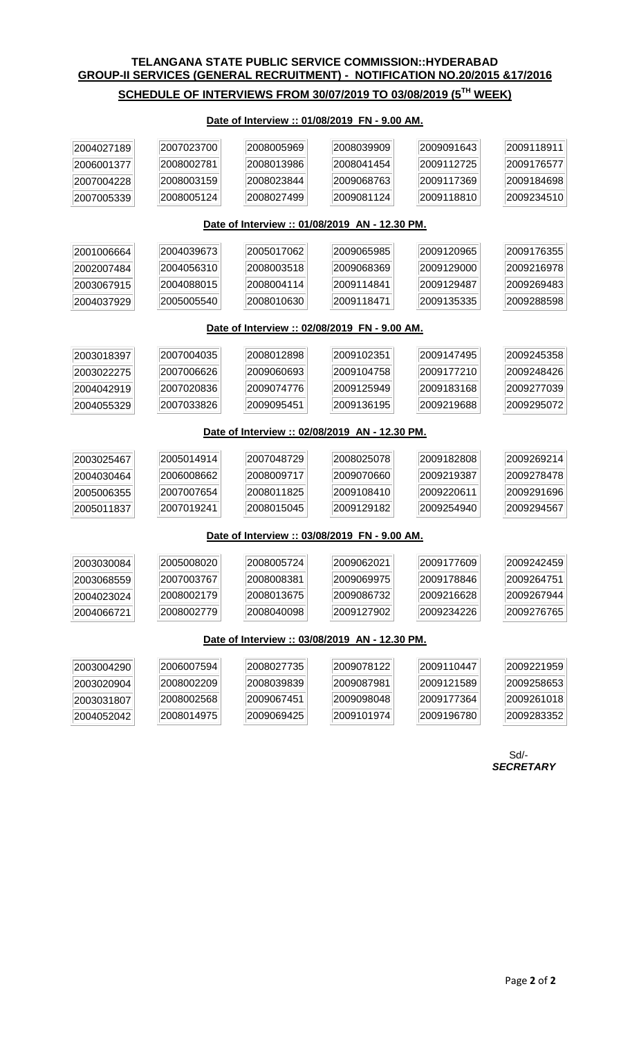**TELANGANA STATE PUBLIC SERVICE COMMISSION::HYDERABAD**

**GROUP-II SERVICES (GENERAL RECRUITMENT) - NOTIFICATION NO.20/2015 &17/2016**

**SCHEDULE OF INTERVIEWS FROM 30/07/2019 TO 03/08/2019 (5TH WEEK)**

**Date of Interview :: 01/08/2019 FN - 9.00 AM.**

| | | | | | |
|---|---|---|---|---|---|
| 2004027189 | 2007023700 | 2008005969 | 2008039909 | 2009091643 | 2009118911 |
| 2006001377 | 2008002781 | 2008013986 | 2008041454 | 2009112725 | 2009176577 |
| 2007004228 | 2008003159 | 2008023844 | 2009068763 | 2009117369 | 2009184698 |
| 2007005339 | 2008005124 | 2008027499 | 2009081124 | 2009118810 | 2009234510 |

**Date of Interview :: 01/08/2019 AN - 12.30 PM.**

| | | | | | |
|---|---|---|---|---|---|
| 2001006664 | 2004039673 | 2005017062 | 2009065985 | 2009120965 | 2009176355 |
| 2002007484 | 2004056310 | 2008003518 | 2009068369 | 2009129000 | 2009216978 |
| 2003067915 | 2004088015 | 2008004114 | 2009114841 | 2009129487 | 2009269483 |
| 2004037929 | 2005005540 | 2008010630 | 2009118471 | 2009135335 | 2009288598 |

**Date of Interview :: 02/08/2019 FN - 9.00 AM.**

| | | | | | |
|---|---|---|---|---|---|
| 2003018397 | 2007004035 | 2008012898 | 2009102351 | 2009147495 | 2009245358 |
| 2003022275 | 2007006626 | 2009060693 | 2009104758 | 2009177210 | 2009248426 |
| 2004042919 | 2007020836 | 2009074776 | 2009125949 | 2009183168 | 2009277039 |
| 2004055329 | 2007033826 | 2009095451 | 2009136195 | 2009219688 | 2009295072 |

**Date of Interview :: 02/08/2019 AN - 12.30 PM.**

| | | | | | |
|---|---|---|---|---|---|
| 2003025467 | 2005014914 | 2007048729 | 2008025078 | 2009182808 | 2009269214 |
| 2004030464 | 2006008662 | 2008009717 | 2009070660 | 2009219387 | 2009278478 |
| 2005006355 | 2007007654 | 2008011825 | 2009108410 | 2009220611 | 2009291696 |
| 2005011837 | 2007019241 | 2008015045 | 2009129182 | 2009254940 | 2009294567 |

**Date of Interview :: 03/08/2019 FN - 9.00 AM.**

| | | | | | |
|---|---|---|---|---|---|
| 2003030084 | 2005008020 | 2008005724 | 2009062021 | 2009177609 | 2009242459 |
| 2003068559 | 2007003767 | 2008008381 | 2009069975 | 2009178846 | 2009264751 |
| 2004023024 | 2008002179 | 2008013675 | 2009086732 | 2009216628 | 2009267944 |
| 2004066721 | 2008002779 | 2008040098 | 2009127902 | 2009234226 | 2009276765 |

**Date of Interview :: 03/08/2019 AN - 12.30 PM.**

| | | | | | |
|---|---|---|---|---|---|
| 2003004290 | 2006007594 | 2008027735 | 2009078122 | 2009110447 | 2009221959 |
| 2003020904 | 2008002209 | 2008039839 | 2009087981 | 2009121589 | 2009258653 |
| 2003031807 | 2008002568 | 2009067451 | 2009098048 | 2009177364 | 2009261018 |
| 2004052042 | 2008014975 | 2009069425 | 2009101974 | 2009196780 | 2009283352 |

Sd/-

***SECRETARY***